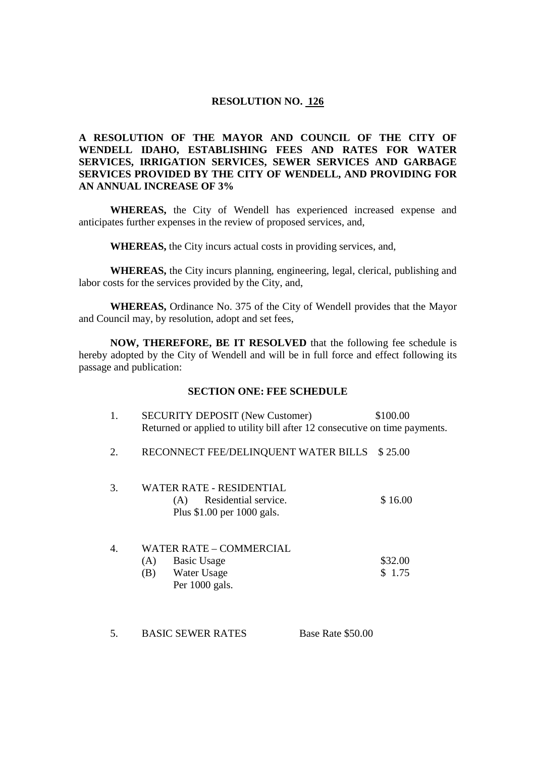# RESOLUTION NO. 126

**A RESOLUTION OF THE MAYOR AND COUNCIL OF THE CITY OF WENDELL IDAHO, ESTABLISHING FEES AND RATES FOR WATER SERVICES, IRRIGATION SERVICES, SEWER SERVICES AND GARBAGE SERVICES PROVIDED BY THE CITY OF WENDELL, AND PROVIDING FOR AN ANNUAL INCREASE OF 3%**

**WHEREAS,** the City of Wendell has experienced increased expense and anticipates further expenses in the review of proposed services, and,

**WHEREAS,** the City incurs actual costs in providing services, and,

**WHEREAS,** the City incurs planning, engineering, legal, clerical, publishing and labor costs for the services provided by the City, and,

**WHEREAS,** Ordinance No. 375 of the City of Wendell provides that the Mayor and Council may, by resolution, adopt and set fees,

**NOW, THEREFORE, BE IT RESOLVED** that the following fee schedule is hereby adopted by the City of Wendell and will be in full force and effect following its passage and publication:

## SECTION ONE: FEE SCHEDULE

1. SECURITY DEPOSIT (New Customer) $100.00
   Returned or applied to utility bill after 12 consecutive on time payments.

2. RECONNECT FEE/DELINQUENT WATER BILLS $ 25.00

3. WATER RATE - RESIDENTIAL
   (A) Residential service. $ 16.00
   Plus $1.00 per 1000 gals.

4. WATER RATE – COMMERCIAL
   (A) Basic Usage $32.00
   (B) Water Usage $ 1.75
   Per 1000 gals.

5. BASIC SEWER RATES Base Rate $50.00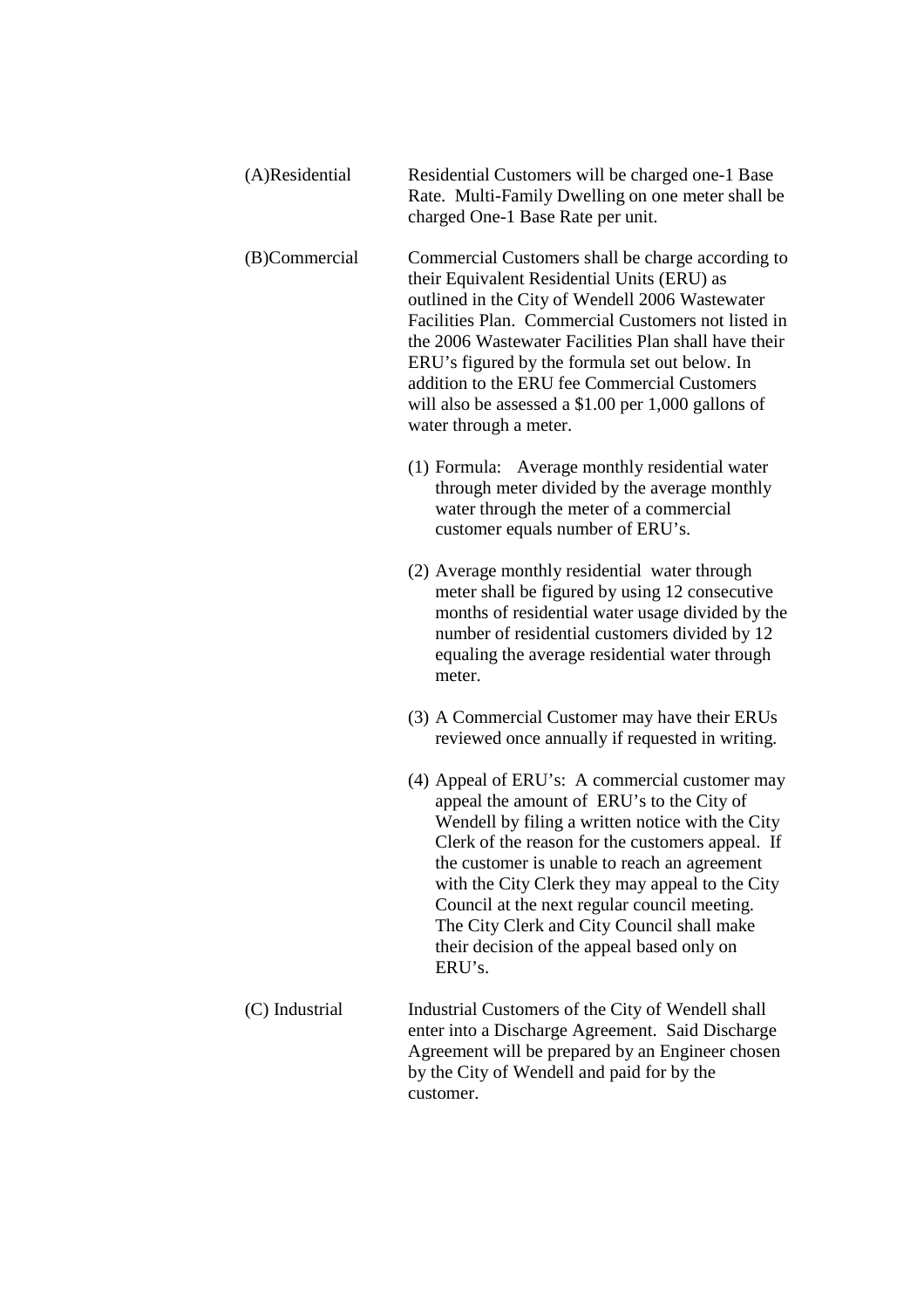(A)Residential

Residential Customers will be charged one-1 Base Rate. Multi-Family Dwelling on one meter shall be charged One-1 Base Rate per unit.

(B)Commercial

Commercial Customers shall be charge according to their Equivalent Residential Units (ERU) as outlined in the City of Wendell 2006 Wastewater Facilities Plan. Commercial Customers not listed in the 2006 Wastewater Facilities Plan shall have their ERU's figured by the formula set out below. In addition to the ERU fee Commercial Customers will also be assessed a $1.00 per 1,000 gallons of water through a meter.

(1) Formula: Average monthly residential water through meter divided by the average monthly water through the meter of a commercial customer equals number of ERU's.

(2) Average monthly residential water through meter shall be figured by using 12 consecutive months of residential water usage divided by the number of residential customers divided by 12 equaling the average residential water through meter.

(3) A Commercial Customer may have their ERUs reviewed once annually if requested in writing.

(4) Appeal of ERU's: A commercial customer may appeal the amount of ERU's to the City of Wendell by filing a written notice with the City Clerk of the reason for the customers appeal. If the customer is unable to reach an agreement with the City Clerk they may appeal to the City Council at the next regular council meeting. The City Clerk and City Council shall make their decision of the appeal based only on ERU's.

(C) Industrial

Industrial Customers of the City of Wendell shall enter into a Discharge Agreement. Said Discharge Agreement will be prepared by an Engineer chosen by the City of Wendell and paid for by the customer.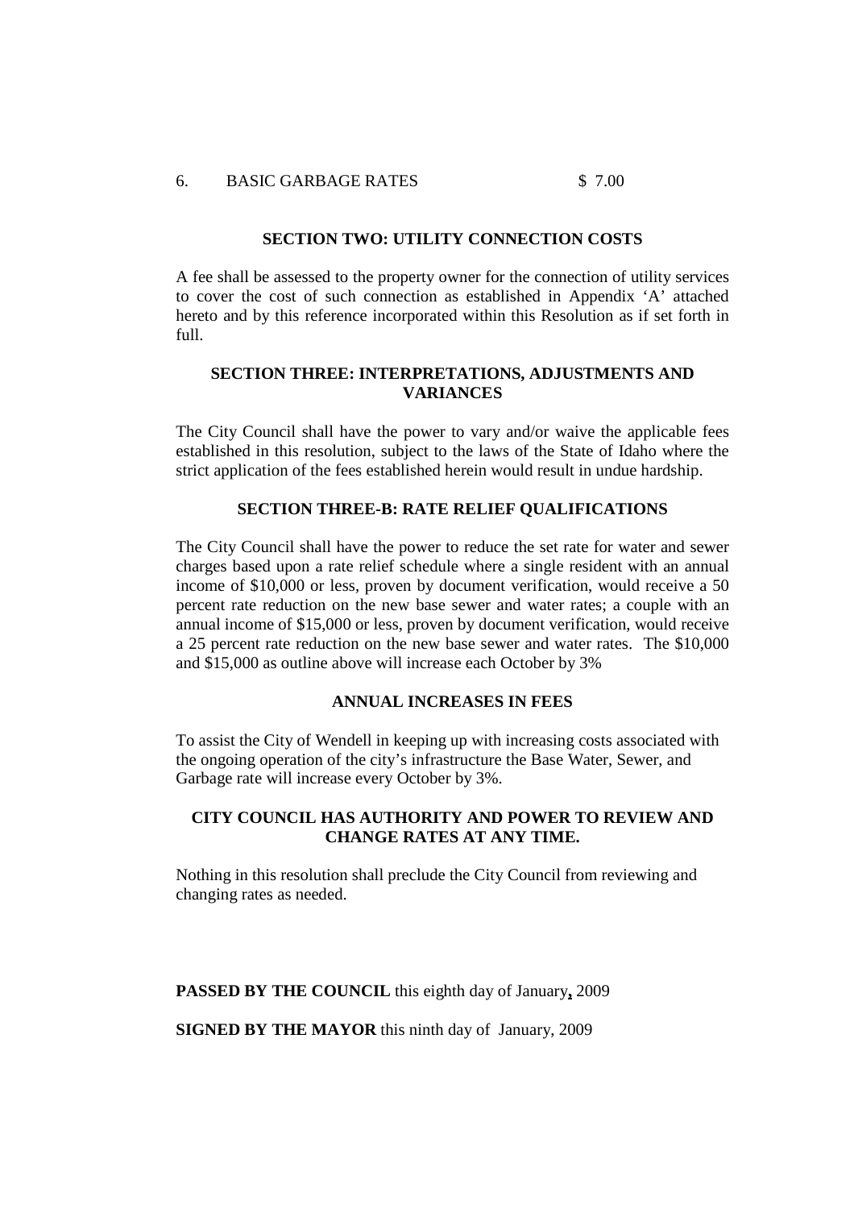6. BASIC GARBAGE RATES $ 7.00

**SECTION TWO: UTILITY CONNECTION COSTS**

A fee shall be assessed to the property owner for the connection of utility services to cover the cost of such connection as established in Appendix 'A' attached hereto and by this reference incorporated within this Resolution as if set forth in full.

**SECTION THREE: INTERPRETATIONS, ADJUSTMENTS AND VARIANCES**

The City Council shall have the power to vary and/or waive the applicable fees established in this resolution, subject to the laws of the State of Idaho where the strict application of the fees established herein would result in undue hardship.

**SECTION THREE-B: RATE RELIEF QUALIFICATIONS**

The City Council shall have the power to reduce the set rate for water and sewer charges based upon a rate relief schedule where a single resident with an annual income of $10,000 or less, proven by document verification, would receive a 50 percent rate reduction on the new base sewer and water rates; a couple with an annual income of $15,000 or less, proven by document verification, would receive a 25 percent rate reduction on the new base sewer and water rates. The $10,000 and $15,000 as outline above will increase each October by 3%

**ANNUAL INCREASES IN FEES**

To assist the City of Wendell in keeping up with increasing costs associated with the ongoing operation of the city's infrastructure the Base Water, Sewer, and Garbage rate will increase every October by 3%.

**CITY COUNCIL HAS AUTHORITY AND POWER TO REVIEW AND CHANGE RATES AT ANY TIME.**

Nothing in this resolution shall preclude the City Council from reviewing and changing rates as needed.

**PASSED BY THE COUNCIL** this eighth day of January, 2009

**SIGNED BY THE MAYOR** this ninth day of January, 2009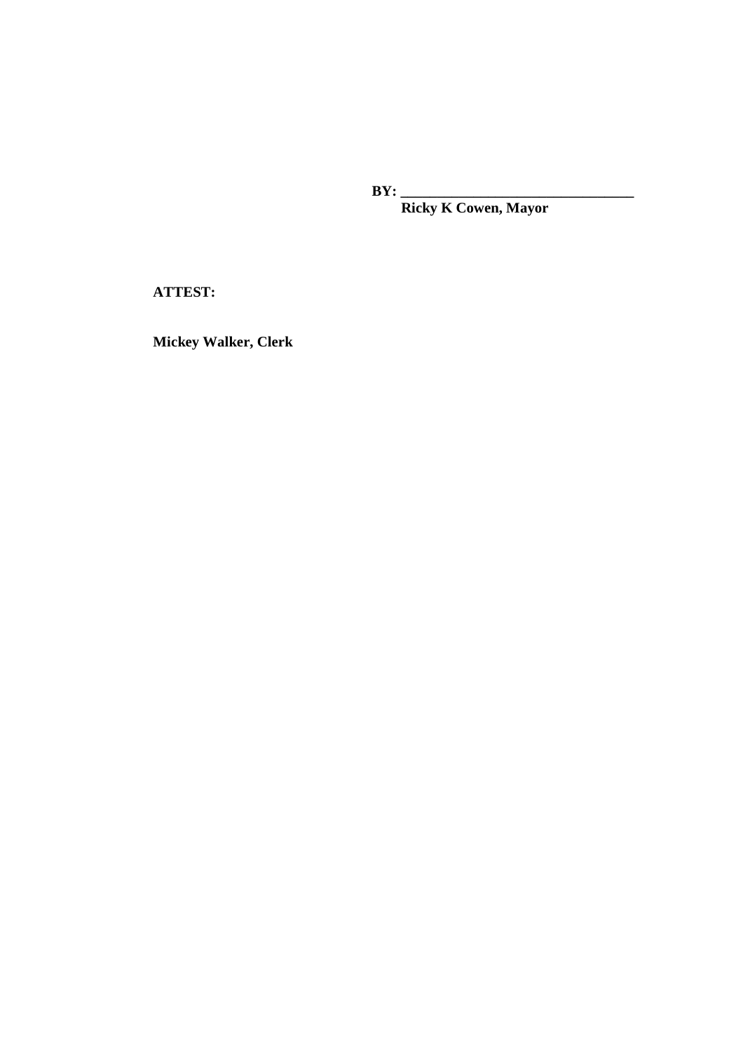**BY: \_\_\_\_\_\_\_\_\_\_\_\_\_\_\_\_\_\_\_\_\_\_\_\_\_\_\_\_\_\_\_\_\_**
**Ricky K Cowen, Mayor**

**ATTEST:**

**Mickey Walker, Clerk**